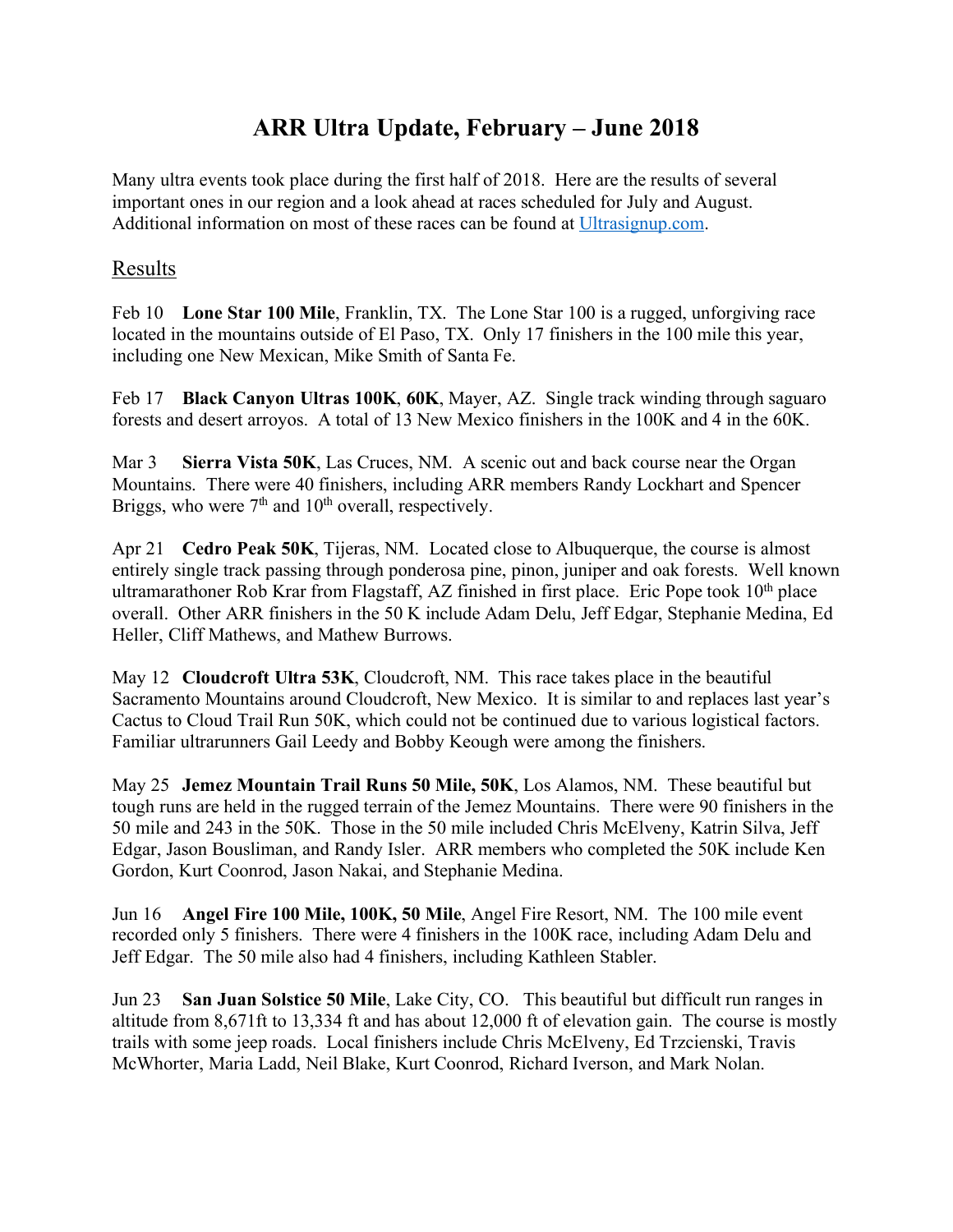# ARR Ultra Update, February – June 2018

Many ultra events took place during the first half of 2018. Here are the results of several important ones in our region and a look ahead at races scheduled for July and August. Additional information on most of these races can be found at [Ultrasignup.com](Ultrasignup.com).

## Results

Feb 10 **Lone Star 100 Mile**, Franklin, TX. The Lone Star 100 is a rugged, unforgiving race located in the mountains outside of El Paso, TX. Only 17 finishers in the 100 mile this year, including one New Mexican, Mike Smith of Santa Fe.

Feb 17 **Black Canyon Ultras 100K**, **60K**, Mayer, AZ. Single track winding through saguaro forests and desert arroyos. A total of 13 New Mexico finishers in the 100K and 4 in the 60K.

Mar 3 **Sierra Vista 50K**, Las Cruces, NM. A scenic out and back course near the Organ Mountains. There were 40 finishers, including ARR members Randy Lockhart and Spencer Briggs, who were 7th and 10th overall, respectively.

Apr 21 **Cedro Peak 50K**, Tijeras, NM. Located close to Albuquerque, the course is almost entirely single track passing through ponderosa pine, pinon, juniper and oak forests. Well known ultramarathoner Rob Krar from Flagstaff, AZ finished in first place. Eric Pope took 10th place overall. Other ARR finishers in the 50 K include Adam Delu, Jeff Edgar, Stephanie Medina, Ed Heller, Cliff Mathews, and Mathew Burrows.

May 12 **Cloudcroft Ultra 53K**, Cloudcroft, NM. This race takes place in the beautiful Sacramento Mountains around Cloudcroft, New Mexico. It is similar to and replaces last year's Cactus to Cloud Trail Run 50K, which could not be continued due to various logistical factors. Familiar ultrarunners Gail Leedy and Bobby Keough were among the finishers.

May 25 **Jemez Mountain Trail Runs 50 Mile, 50K**, Los Alamos, NM. These beautiful but tough runs are held in the rugged terrain of the Jemez Mountains. There were 90 finishers in the 50 mile and 243 in the 50K. Those in the 50 mile included Chris McElveny, Katrin Silva, Jeff Edgar, Jason Bousliman, and Randy Isler. ARR members who completed the 50K include Ken Gordon, Kurt Coonrod, Jason Nakai, and Stephanie Medina.

Jun 16 **Angel Fire 100 Mile, 100K, 50 Mile**, Angel Fire Resort, NM. The 100 mile event recorded only 5 finishers. There were 4 finishers in the 100K race, including Adam Delu and Jeff Edgar. The 50 mile also had 4 finishers, including Kathleen Stabler.

Jun 23 **San Juan Solstice 50 Mile**, Lake City, CO. This beautiful but difficult run ranges in altitude from 8,671ft to 13,334 ft and has about 12,000 ft of elevation gain. The course is mostly trails with some jeep roads. Local finishers include Chris McElveny, Ed Trzcienski, Travis McWhorter, Maria Ladd, Neil Blake, Kurt Coonrod, Richard Iverson, and Mark Nolan.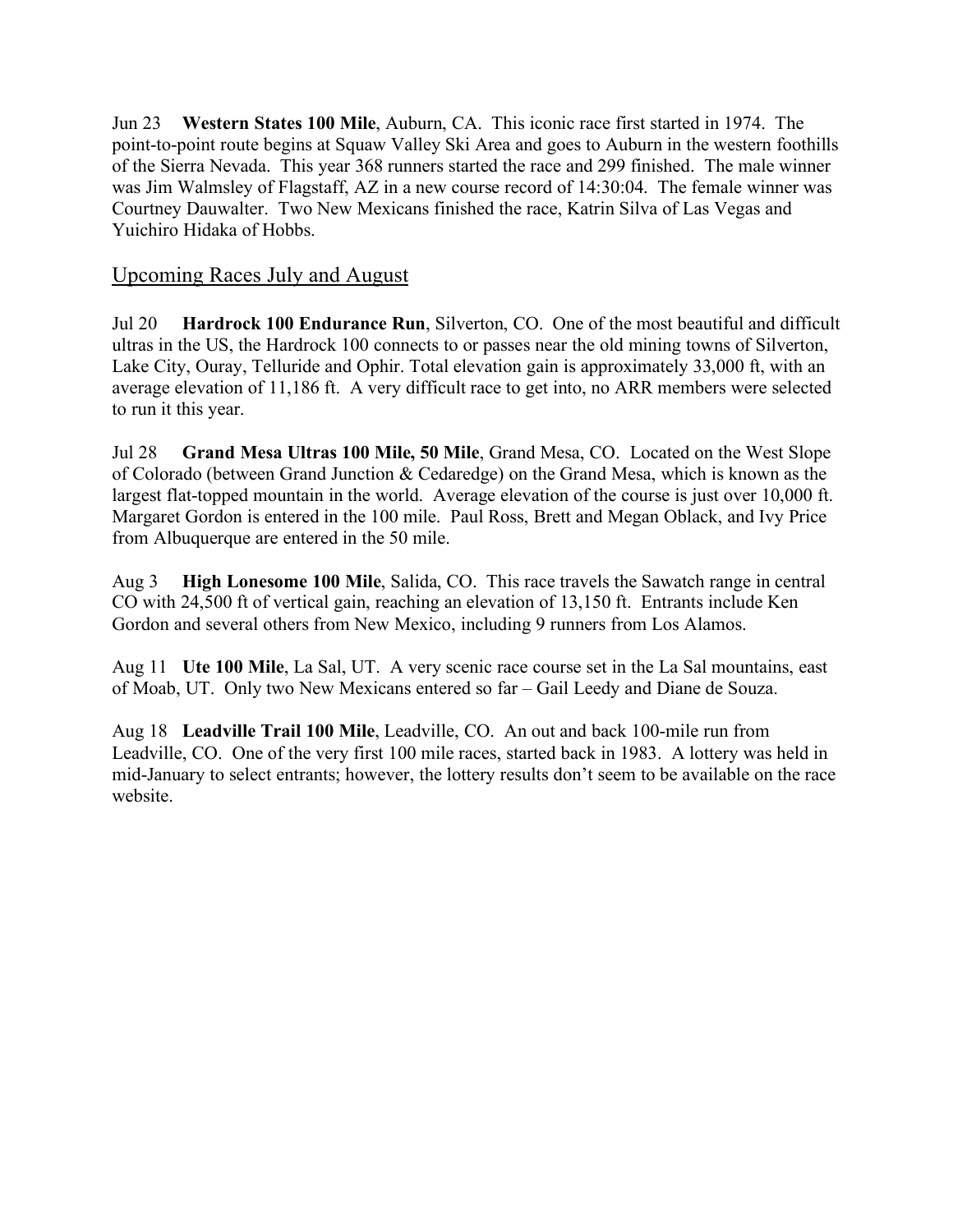Jun 23 **Western States 100 Mile**, Auburn, CA. This iconic race first started in 1974. The point-to-point route begins at Squaw Valley Ski Area and goes to Auburn in the western foothills of the Sierra Nevada. This year 368 runners started the race and 299 finished. The male winner was Jim Walmsley of Flagstaff, AZ in a new course record of 14:30:04. The female winner was Courtney Dauwalter. Two New Mexicans finished the race, Katrin Silva of Las Vegas and Yuichiro Hidaka of Hobbs.

## Upcoming Races July and August

Jul 20 **Hardrock 100 Endurance Run**, Silverton, CO. One of the most beautiful and difficult ultras in the US, the Hardrock 100 connects to or passes near the old mining towns of Silverton, Lake City, Ouray, Telluride and Ophir. Total elevation gain is approximately 33,000 ft, with an average elevation of 11,186 ft. A very difficult race to get into, no ARR members were selected to run it this year.

Jul 28 **Grand Mesa Ultras 100 Mile, 50 Mile**, Grand Mesa, CO. Located on the West Slope of Colorado (between Grand Junction & Cedaredge) on the Grand Mesa, which is known as the largest flat-topped mountain in the world. Average elevation of the course is just over 10,000 ft. Margaret Gordon is entered in the 100 mile. Paul Ross, Brett and Megan Oblack, and Ivy Price from Albuquerque are entered in the 50 mile.

Aug 3 **High Lonesome 100 Mile**, Salida, CO. This race travels the Sawatch range in central CO with 24,500 ft of vertical gain, reaching an elevation of 13,150 ft. Entrants include Ken Gordon and several others from New Mexico, including 9 runners from Los Alamos.

Aug 11 **Ute 100 Mile**, La Sal, UT. A very scenic race course set in the La Sal mountains, east of Moab, UT. Only two New Mexicans entered so far – Gail Leedy and Diane de Souza.

Aug 18 **Leadville Trail 100 Mile**, Leadville, CO. An out and back 100-mile run from Leadville, CO. One of the very first 100 mile races, started back in 1983. A lottery was held in mid-January to select entrants; however, the lottery results don't seem to be available on the race website.